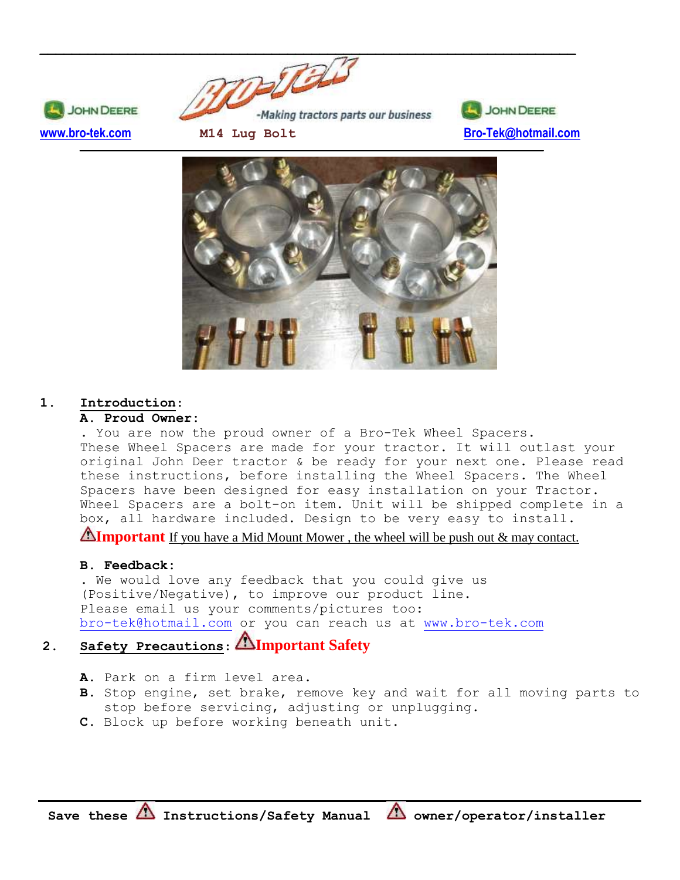JOHN DEERE

Bro-Tek -Making tractors parts our business

JOHN DEERE

www.bro-tek.com **M14 Lug Bolt** Bro-Tek@hotmail.com

1. **Introduction:**

   **A. Proud Owner:**

   . You are now the proud owner of a Bro-Tek Wheel Spacers. These Wheel Spacers are made for your tractor. It will outlast your original John Deer tractor & be ready for your next one. Please read these instructions, before installing the Wheel Spacers. The Wheel Spacers have been designed for easy installation on your Tractor. Wheel Spacers are a bolt-on item. Unit will be shipped complete in a box, all hardware included. Design to be very easy to install.

   ⚠**Important** If you have a Mid Mount Mower , the wheel will be push out & may contact.

   **B. Feedback:**

   . We would love any feedback that you could give us (Positive/Negative), to improve our product line.
   Please email us your comments/pictures too:
   bro-tek@hotmail.com or you can reach us at www.bro-tek.com

2. **Safety Precautions**: ⚠**Important Safety**

   **A.** Park on a firm level area.
   **B.** Stop engine, set brake, remove key and wait for all moving parts to stop before servicing, adjusting or unplugging.
   **C.** Block up before working beneath unit.

**Save these ⚠ Instructions/Safety Manual ⚠ owner/operator/installer**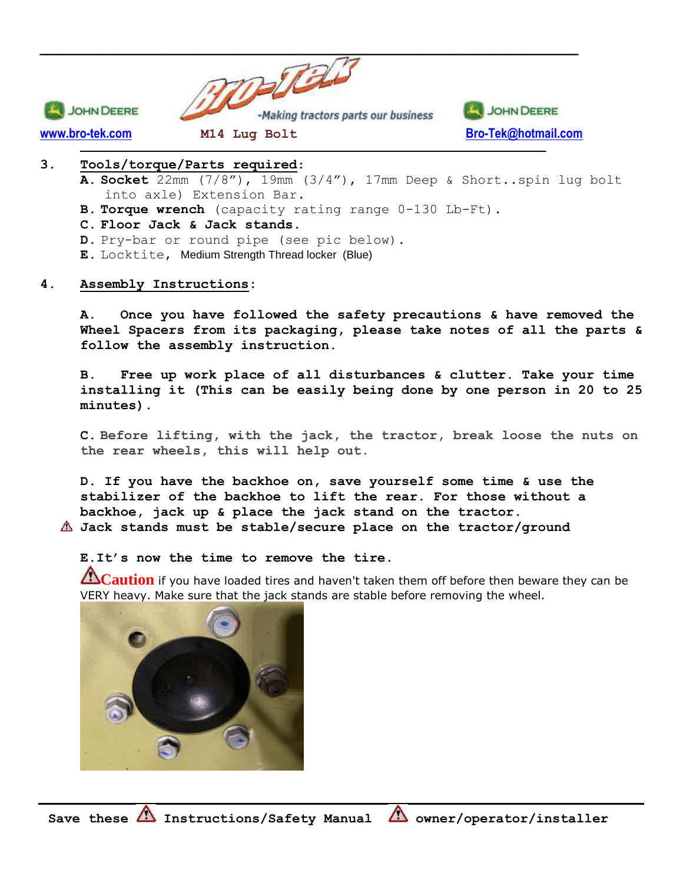## 3. Tools/torque/Parts required:

**A. Socket** 22mm (7/8”), 19mm (3/4”), 17mm Deep & Short..spin lug bolt into axle) Extension Bar.
**B. Torque wrench** (capacity rating range 0-130 Lb-Ft).
**C. Floor Jack & Jack stands.**
**D.** Pry-bar or round pipe (see pic below).
**E.** Locktite, Medium Strength Thread locker (Blue)

## 4. Assembly Instructions:

**A. Once you have followed the safety precautions & have removed the Wheel Spacers from its packaging, please take notes of all the parts & follow the assembly instruction.**

**B. Free up work place of all disturbances & clutter. Take your time installing it (This can be easily being done by one person in 20 to 25 minutes).**

**C. Before lifting, with the jack, the tractor, break loose the nuts on the rear wheels, this will help out.**

**D. If you have the backhoe on, save yourself some time & use the stabilizer of the backhoe to lift the rear. For those without a backhoe, jack up & place the jack stand on the tractor.**
⚠ **Jack stands must be stable/secure place on the tractor/ground**

**E. It’s now the time to remove the tire.**

⚠**Caution** if you have loaded tires and haven't taken them off before then beware they can be VERY heavy. Make sure that the jack stands are stable before removing the wheel.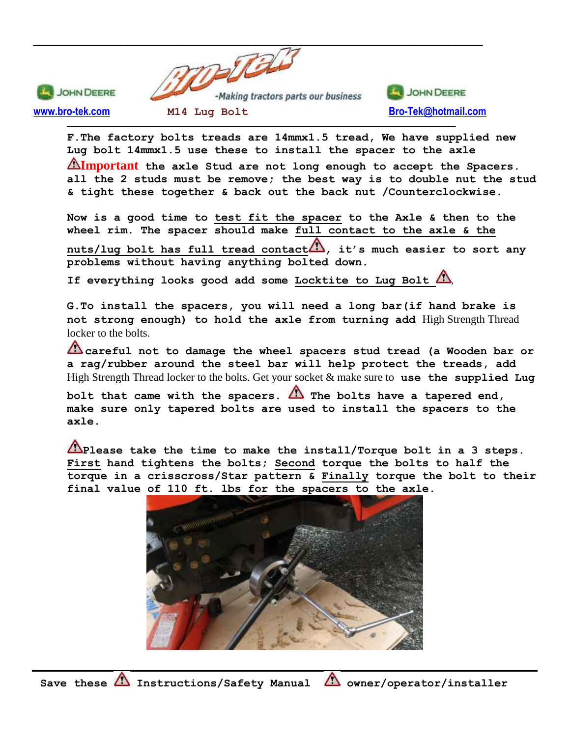**F.The factory bolts treads are 14mmx1.5 tread, We have supplied new Lug bolt 14mmx1.5 use these to install the spacer to the axle**

⚠**Important** **the axle Stud are not long enough to accept the Spacers. all the 2 studs must be remove; the best way is to double nut the stud & tight these together & back out the back nut /Counterclockwise.**

**Now is a good time to test fit the spacer to the Axle & then to the wheel rim. The spacer should make full contact to the axle & the nuts/lug bolt has full tread contact⚠, it's much easier to sort any problems without having anything bolted down.**

**If everything looks good add some Locktite to Lug Bolt ⚠,**

**G.To install the spacers, you will need a long bar(if hand brake is not strong enough) to hold the axle from turning add** High Strength Thread locker to the bolts.

⚠**careful not to damage the wheel spacers stud tread (a Wooden bar or a rag/rubber around the steel bar will help protect the treads, add** High Strength Thread locker to the bolts. Get your socket & make sure to **use the supplied Lug bolt that came with the spacers.** ⚠ **The bolts have a tapered end, make sure only tapered bolts are used to install the spacers to the axle.**

⚠**Please take the time to make the install/Torque bolt in a 3 steps. First hand tightens the bolts; Second torque the bolts to half the torque in a crisscross/Star pattern & Finally torque the bolt to their final value of 110 ft. lbs for the spacers to the axle.**

**Save these ⚠ Instructions/Safety Manual ⚠ owner/operator/installer**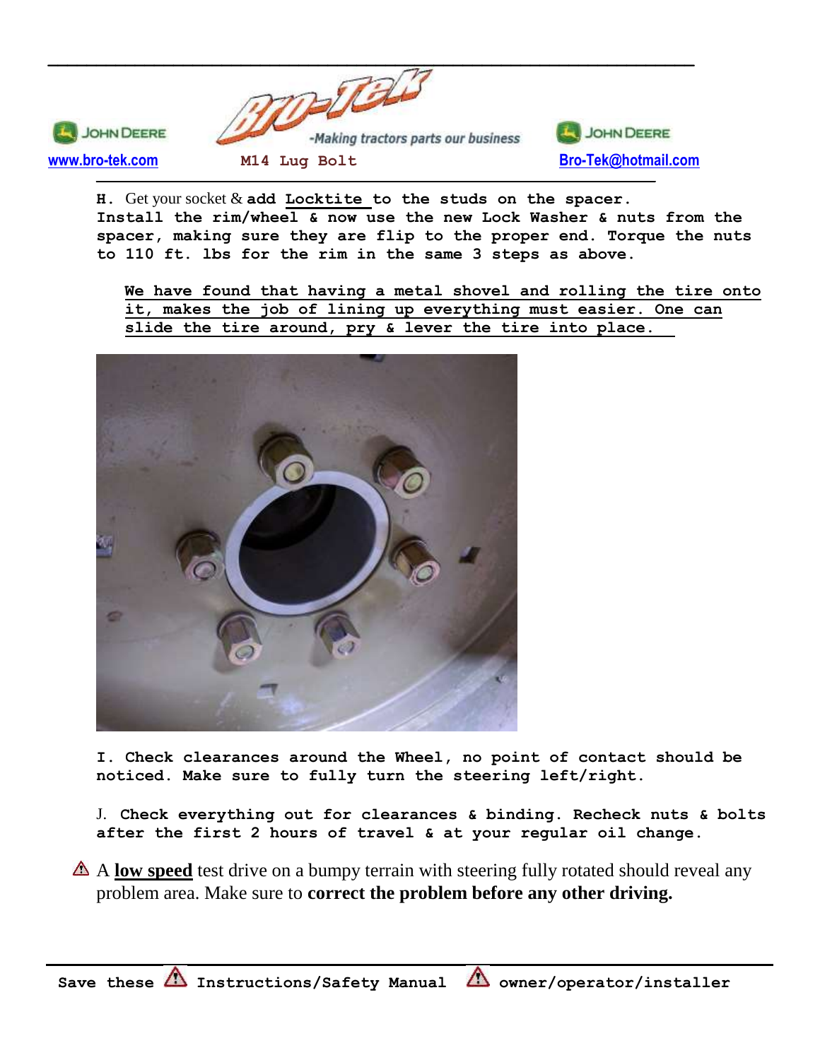**H.** Get your socket & **add <u>Locktite</u> to the studs on the spacer. Install the rim/wheel & now use the new Lock Washer & nuts from the spacer, making sure they are flip to the proper end. Torque the nuts to 110 ft. lbs for the rim in the same 3 steps as above.**

**<u>We have found that having a metal shovel and rolling the tire onto it, makes the job of lining up everything must easier. One can slide the tire around, pry & lever the tire into place.</u>**

**I. Check clearances around the Wheel, no point of contact should be noticed. Make sure to fully turn the steering left/right.**

J. **Check everything out for clearances & binding. Recheck nuts & bolts after the first 2 hours of travel & at your regular oil change.**

⚠ A **<u>low speed</u>** test drive on a bumpy terrain with steering fully rotated should reveal any problem area. Make sure to **correct the problem before any other driving.**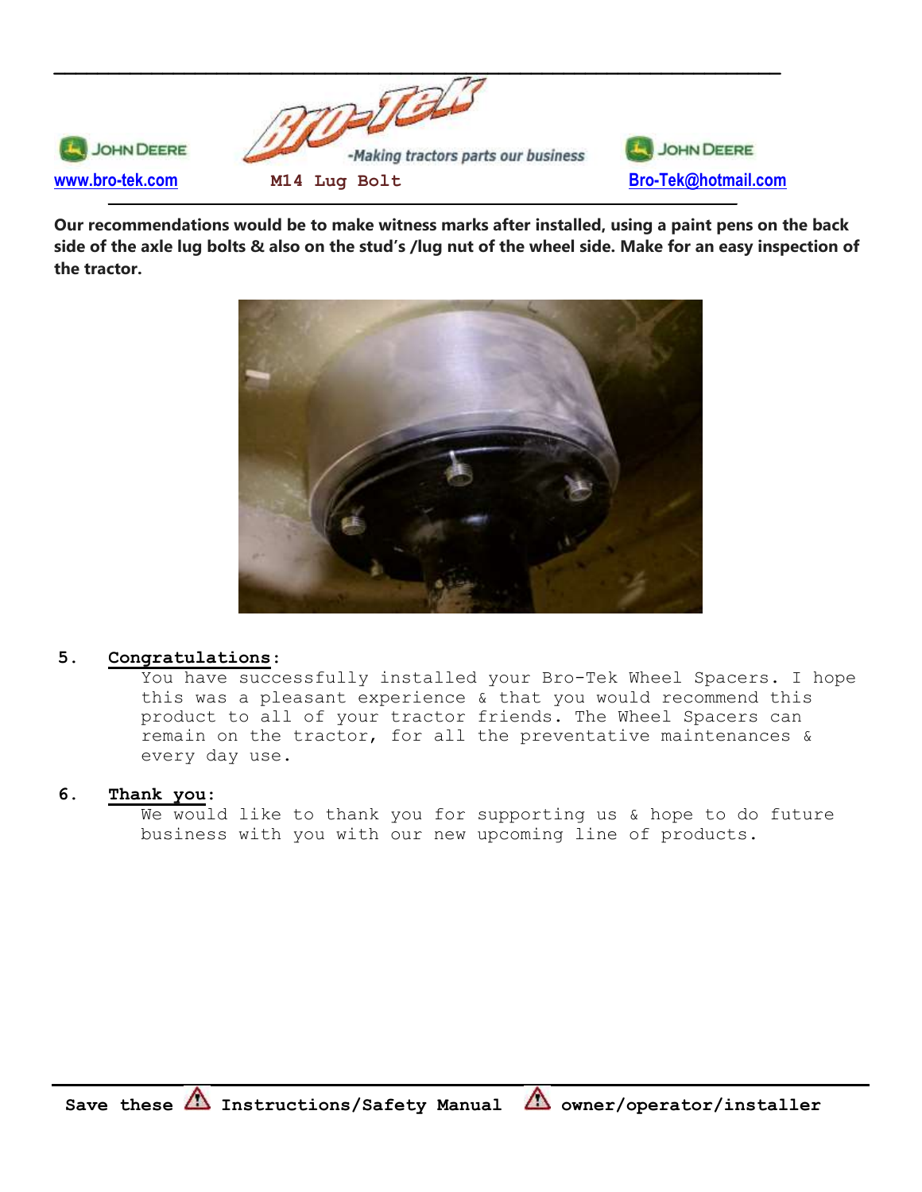**Our recommendations would be to make witness marks after installed, using a paint pens on the back side of the axle lug bolts & also on the stud's /lug nut of the wheel side. Make for an easy inspection of the tractor.**

5. **Congratulations**:
   You have successfully installed your Bro-Tek Wheel Spacers. I hope this was a pleasant experience & that you would recommend this product to all of your tractor friends. The Wheel Spacers can remain on the tractor, for all the preventative maintenances & every day use.

6. **Thank you**:
   We would like to thank you for supporting us & hope to do future business with you with our new upcoming line of products.

**Save these ⚠ Instructions/Safety Manual ⚠ owner/operator/installer**